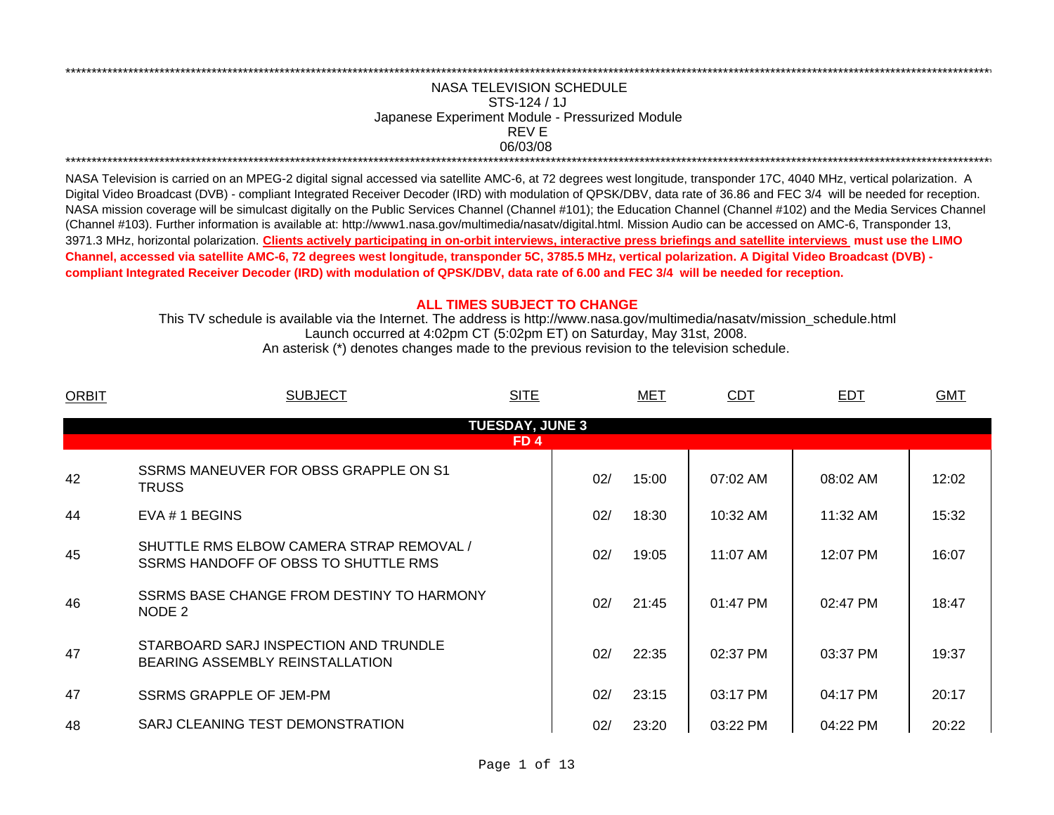# NASA TELEVISION SCHEDULE

**STS-124 / 1J**

**Japanese Experiment Module - Pressurized Module**

**REV E**

**06/03/08**

NASA Television is carried on an MPEG-2 digital signal accessed via satellite AMC-6, at 72 degrees west longitude, transponder 17C, 4040 MHz, vertical polarization. A Digital Video Broadcast (DVB) - compliant Integrated Receiver Decoder (IRD) with modulation of QPSK/DBV, data rate of 36.86 and FEC 3/4 will be needed for reception. NASA mission coverage will be simulcast digitally on the Public Services Channel (Channel #101); the Education Channel (Channel #102) and the Media Services Channel (Channel #103). Further information is available at: http://www1.nasa.gov/multimedia/nasatv/digital.html. Mission Audio can be accessed on AMC-6, Transponder 13, 3971.3 MHz, horizontal polarization. **Clients actively participating in on-orbit interviews, interactive press briefings and satellite interviews must use the LIMO Channel, accessed via satellite AMC-6, 72 degrees west longitude, transponder 5C, 3785.5 MHz, vertical polarization. A Digital Video Broadcast (DVB) - compliant Integrated Receiver Decoder (IRD) with modulation of QPSK/DBV, data rate of 6.00 and FEC 3/4 will be needed for reception.**

**ALL TIMES SUBJECT TO CHANGE**

This TV schedule is available via the Internet. The address is http://www.nasa.gov/multimedia/nasatv/mission_schedule.html

Launch occurred at 4:02pm CT (5:02pm ET) on Saturday, May 31st, 2008.

An asterisk (*) denotes changes made to the previous revision to the television schedule.

| ORBIT | SUBJECT | SITE | MET | CDT | EDT | GMT |
|---|---|---|---|---|---|---|
| | **TUESDAY, JUNE 3** | | | | | |
| | **FD 4** | | | | | |
| 42 | SSRMS MANEUVER FOR OBSS GRAPPLE ON S1 TRUSS | | 02/ 15:00 | 07:02 AM | 08:02 AM | 12:02 |
| 44 | EVA # 1 BEGINS | | 02/ 18:30 | 10:32 AM | 11:32 AM | 15:32 |
| 45 | SHUTTLE RMS ELBOW CAMERA STRAP REMOVAL / SSRMS HANDOFF OF OBSS TO SHUTTLE RMS | | 02/ 19:05 | 11:07 AM | 12:07 PM | 16:07 |
| 46 | SSRMS BASE CHANGE FROM DESTINY TO HARMONY NODE 2 | | 02/ 21:45 | 01:47 PM | 02:47 PM | 18:47 |
| 47 | STARBOARD SARJ INSPECTION AND TRUNDLE BEARING ASSEMBLY REINSTALLATION | | 02/ 22:35 | 02:37 PM | 03:37 PM | 19:37 |
| 47 | SSRMS GRAPPLE OF JEM-PM | | 02/ 23:15 | 03:17 PM | 04:17 PM | 20:17 |
| 48 | SARJ CLEANING TEST DEMONSTRATION | | 02/ 23:20 | 03:22 PM | 04:22 PM | 20:22 |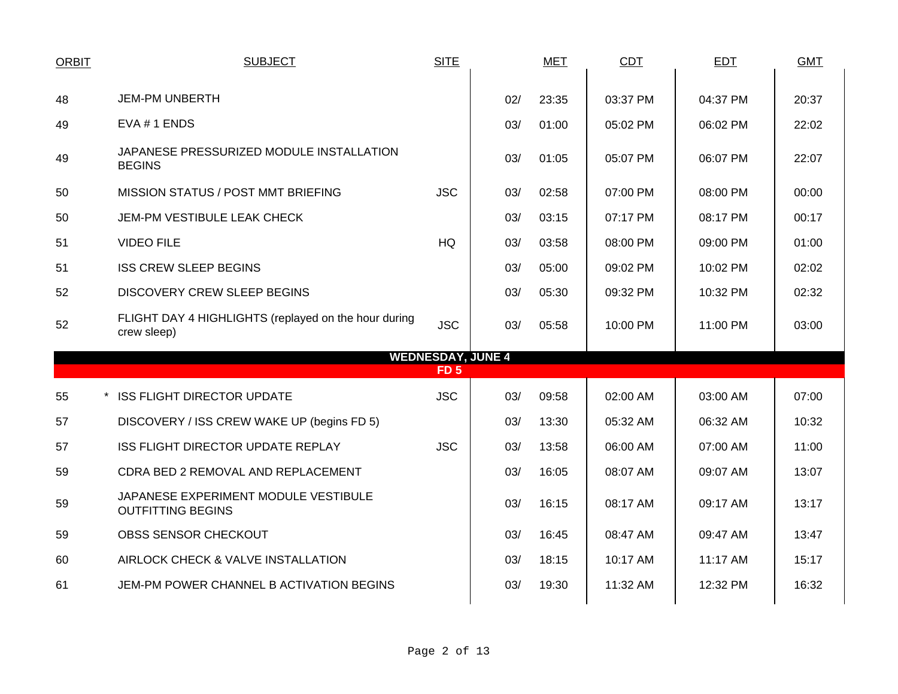| ORBIT | SUBJECT | SITE | MET | | CDT | EDT | GMT |
|---|---|---|---|---|---|---|---|
| 48 | JEM-PM UNBERTH | | 02/ | 23:35 | 03:37 PM | 04:37 PM | 20:37 |
| 49 | EVA # 1 ENDS | | 03/ | 01:00 | 05:02 PM | 06:02 PM | 22:02 |
| 49 | JAPANESE PRESSURIZED MODULE INSTALLATION BEGINS | | 03/ | 01:05 | 05:07 PM | 06:07 PM | 22:07 |
| 50 | MISSION STATUS / POST MMT BRIEFING | JSC | 03/ | 02:58 | 07:00 PM | 08:00 PM | 00:00 |
| 50 | JEM-PM VESTIBULE LEAK CHECK | | 03/ | 03:15 | 07:17 PM | 08:17 PM | 00:17 |
| 51 | VIDEO FILE | HQ | 03/ | 03:58 | 08:00 PM | 09:00 PM | 01:00 |
| 51 | ISS CREW SLEEP BEGINS | | 03/ | 05:00 | 09:02 PM | 10:02 PM | 02:02 |
| 52 | DISCOVERY CREW SLEEP BEGINS | | 03/ | 05:30 | 09:32 PM | 10:32 PM | 02:32 |
| 52 | FLIGHT DAY 4 HIGHLIGHTS (replayed on the hour during crew sleep) | JSC | 03/ | 05:58 | 10:00 PM | 11:00 PM | 03:00 |
| | **WEDNESDAY, JUNE 4** | | | | | | |
| | **FD 5** | | | | | | |
| 55 | * ISS FLIGHT DIRECTOR UPDATE | JSC | 03/ | 09:58 | 02:00 AM | 03:00 AM | 07:00 |
| 57 | DISCOVERY / ISS CREW WAKE UP (begins FD 5) | | 03/ | 13:30 | 05:32 AM | 06:32 AM | 10:32 |
| 57 | ISS FLIGHT DIRECTOR UPDATE REPLAY | JSC | 03/ | 13:58 | 06:00 AM | 07:00 AM | 11:00 |
| 59 | CDRA BED 2 REMOVAL AND REPLACEMENT | | 03/ | 16:05 | 08:07 AM | 09:07 AM | 13:07 |
| 59 | JAPANESE EXPERIMENT MODULE VESTIBULE OUTFITTING BEGINS | | 03/ | 16:15 | 08:17 AM | 09:17 AM | 13:17 |
| 59 | OBSS SENSOR CHECKOUT | | 03/ | 16:45 | 08:47 AM | 09:47 AM | 13:47 |
| 60 | AIRLOCK CHECK & VALVE INSTALLATION | | 03/ | 18:15 | 10:17 AM | 11:17 AM | 15:17 |
| 61 | JEM-PM POWER CHANNEL B ACTIVATION BEGINS | | 03/ | 19:30 | 11:32 AM | 12:32 PM | 16:32 |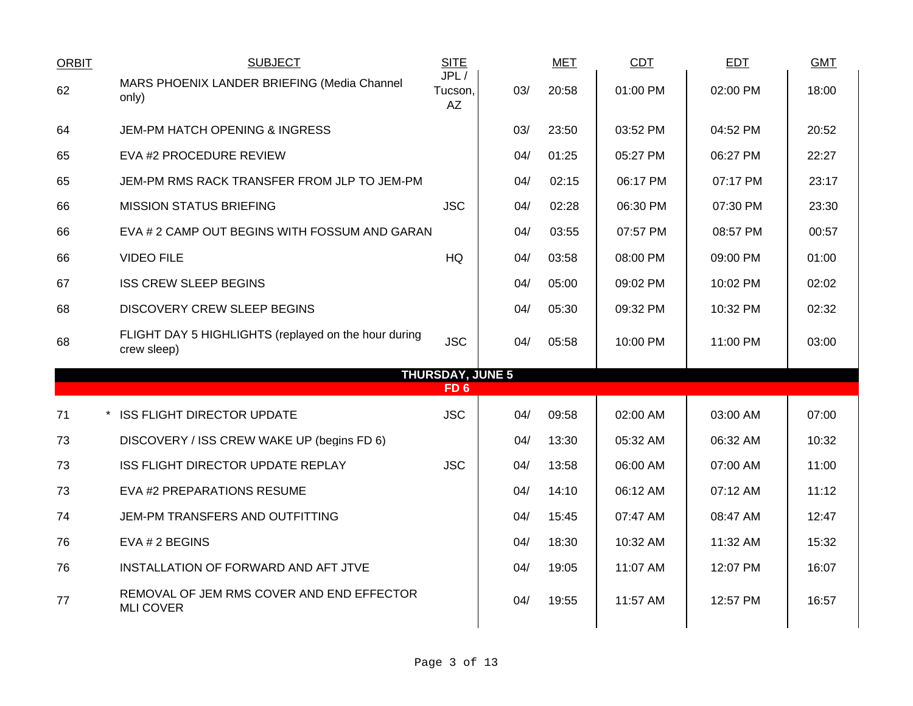| ORBIT | SUBJECT | SITE | MET | | CDT | EDT | GMT |
|---|---|---|---|---|---|---|---|
| 62 | MARS PHOENIX LANDER BRIEFING (Media Channel only) | JPL / Tucson, AZ | 03/ | 20:58 | 01:00 PM | 02:00 PM | 18:00 |
| 64 | JEM-PM HATCH OPENING & INGRESS | | 03/ | 23:50 | 03:52 PM | 04:52 PM | 20:52 |
| 65 | EVA #2 PROCEDURE REVIEW | | 04/ | 01:25 | 05:27 PM | 06:27 PM | 22:27 |
| 65 | JEM-PM RMS RACK TRANSFER FROM JLP TO JEM-PM | | 04/ | 02:15 | 06:17 PM | 07:17 PM | 23:17 |
| 66 | MISSION STATUS BRIEFING | JSC | 04/ | 02:28 | 06:30 PM | 07:30 PM | 23:30 |
| 66 | EVA # 2 CAMP OUT BEGINS WITH FOSSUM AND GARAN | | 04/ | 03:55 | 07:57 PM | 08:57 PM | 00:57 |
| 66 | VIDEO FILE | HQ | 04/ | 03:58 | 08:00 PM | 09:00 PM | 01:00 |
| 67 | ISS CREW SLEEP BEGINS | | 04/ | 05:00 | 09:02 PM | 10:02 PM | 02:02 |
| 68 | DISCOVERY CREW SLEEP BEGINS | | 04/ | 05:30 | 09:32 PM | 10:32 PM | 02:32 |
| 68 | FLIGHT DAY 5 HIGHLIGHTS (replayed on the hour during crew sleep) | JSC | 04/ | 05:58 | 10:00 PM | 11:00 PM | 03:00 |
| | **THURSDAY, JUNE 5** | | | | | | |
| | **FD 6** | | | | | | |
| 71 | * ISS FLIGHT DIRECTOR UPDATE | JSC | 04/ | 09:58 | 02:00 AM | 03:00 AM | 07:00 |
| 73 | DISCOVERY / ISS CREW WAKE UP (begins FD 6) | | 04/ | 13:30 | 05:32 AM | 06:32 AM | 10:32 |
| 73 | ISS FLIGHT DIRECTOR UPDATE REPLAY | JSC | 04/ | 13:58 | 06:00 AM | 07:00 AM | 11:00 |
| 73 | EVA #2 PREPARATIONS RESUME | | 04/ | 14:10 | 06:12 AM | 07:12 AM | 11:12 |
| 74 | JEM-PM TRANSFERS AND OUTFITTING | | 04/ | 15:45 | 07:47 AM | 08:47 AM | 12:47 |
| 76 | EVA # 2 BEGINS | | 04/ | 18:30 | 10:32 AM | 11:32 AM | 15:32 |
| 76 | INSTALLATION OF FORWARD AND AFT JTVE | | 04/ | 19:05 | 11:07 AM | 12:07 PM | 16:07 |
| 77 | REMOVAL OF JEM RMS COVER AND END EFFECTOR MLI COVER | | 04/ | 19:55 | 11:57 AM | 12:57 PM | 16:57 |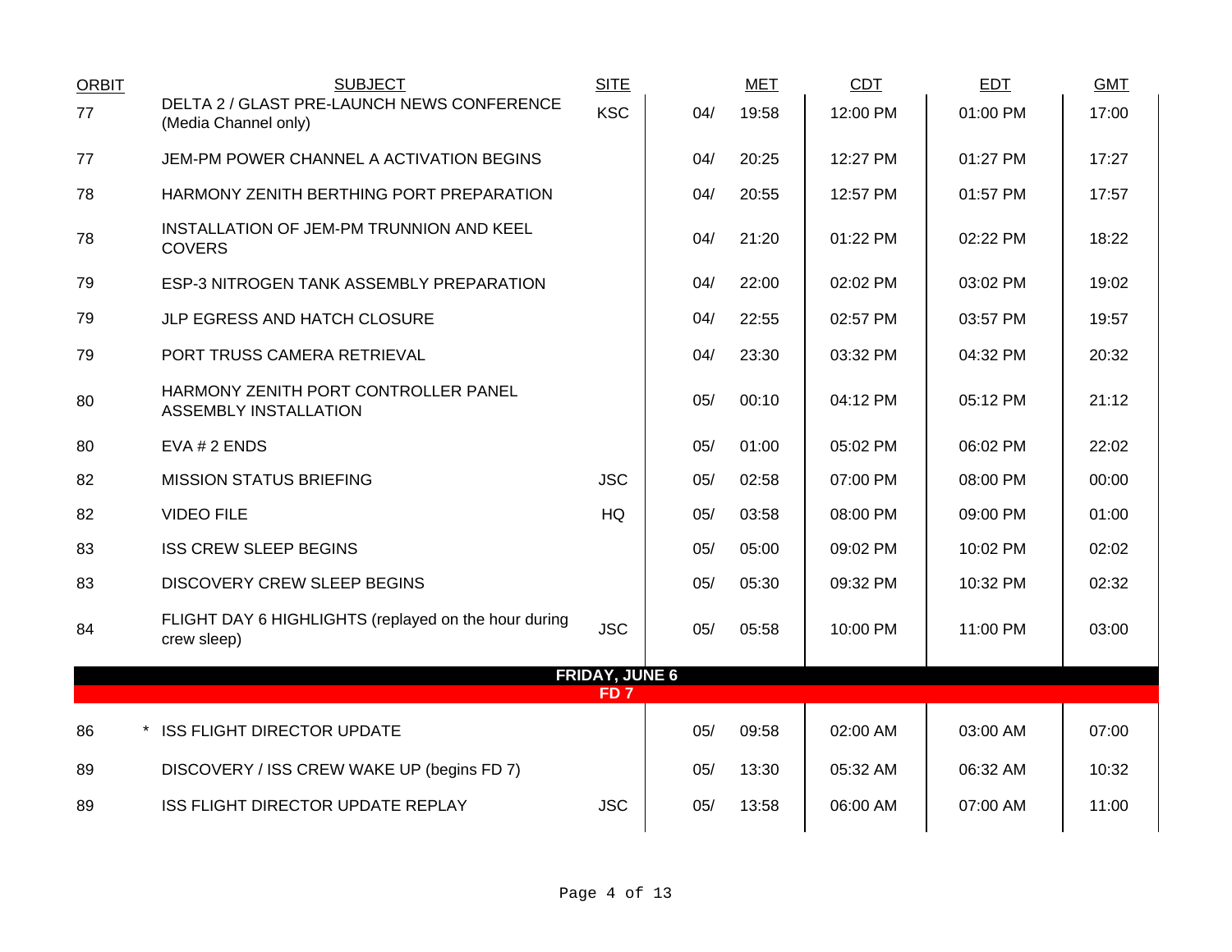| ORBIT | SUBJECT | SITE | MET | | CDT | EDT | GMT |
|---|---|---|---|---|---|---|---|
| 77 | DELTA 2 / GLAST PRE-LAUNCH NEWS CONFERENCE (Media Channel only) | KSC | 04/ | 19:58 | 12:00 PM | 01:00 PM | 17:00 |
| 77 | JEM-PM POWER CHANNEL A ACTIVATION BEGINS | | 04/ | 20:25 | 12:27 PM | 01:27 PM | 17:27 |
| 78 | HARMONY ZENITH BERTHING PORT PREPARATION | | 04/ | 20:55 | 12:57 PM | 01:57 PM | 17:57 |
| 78 | INSTALLATION OF JEM-PM TRUNNION AND KEEL COVERS | | 04/ | 21:20 | 01:22 PM | 02:22 PM | 18:22 |
| 79 | ESP-3 NITROGEN TANK ASSEMBLY PREPARATION | | 04/ | 22:00 | 02:02 PM | 03:02 PM | 19:02 |
| 79 | JLP EGRESS AND HATCH CLOSURE | | 04/ | 22:55 | 02:57 PM | 03:57 PM | 19:57 |
| 79 | PORT TRUSS CAMERA RETRIEVAL | | 04/ | 23:30 | 03:32 PM | 04:32 PM | 20:32 |
| 80 | HARMONY ZENITH PORT CONTROLLER PANEL ASSEMBLY INSTALLATION | | 05/ | 00:10 | 04:12 PM | 05:12 PM | 21:12 |
| 80 | EVA # 2 ENDS | | 05/ | 01:00 | 05:02 PM | 06:02 PM | 22:02 |
| 82 | MISSION STATUS BRIEFING | JSC | 05/ | 02:58 | 07:00 PM | 08:00 PM | 00:00 |
| 82 | VIDEO FILE | HQ | 05/ | 03:58 | 08:00 PM | 09:00 PM | 01:00 |
| 83 | ISS CREW SLEEP BEGINS | | 05/ | 05:00 | 09:02 PM | 10:02 PM | 02:02 |
| 83 | DISCOVERY CREW SLEEP BEGINS | | 05/ | 05:30 | 09:32 PM | 10:32 PM | 02:32 |
| 84 | FLIGHT DAY 6 HIGHLIGHTS (replayed on the hour during crew sleep) | JSC | 05/ | 05:58 | 10:00 PM | 11:00 PM | 03:00 |
| | **FRIDAY, JUNE 6** | | | | | | |
| | **FD 7** | | | | | | |
| 86 | * ISS FLIGHT DIRECTOR UPDATE | | 05/ | 09:58 | 02:00 AM | 03:00 AM | 07:00 |
| 89 | DISCOVERY / ISS CREW WAKE UP (begins FD 7) | | 05/ | 13:30 | 05:32 AM | 06:32 AM | 10:32 |
| 89 | ISS FLIGHT DIRECTOR UPDATE REPLAY | JSC | 05/ | 13:58 | 06:00 AM | 07:00 AM | 11:00 |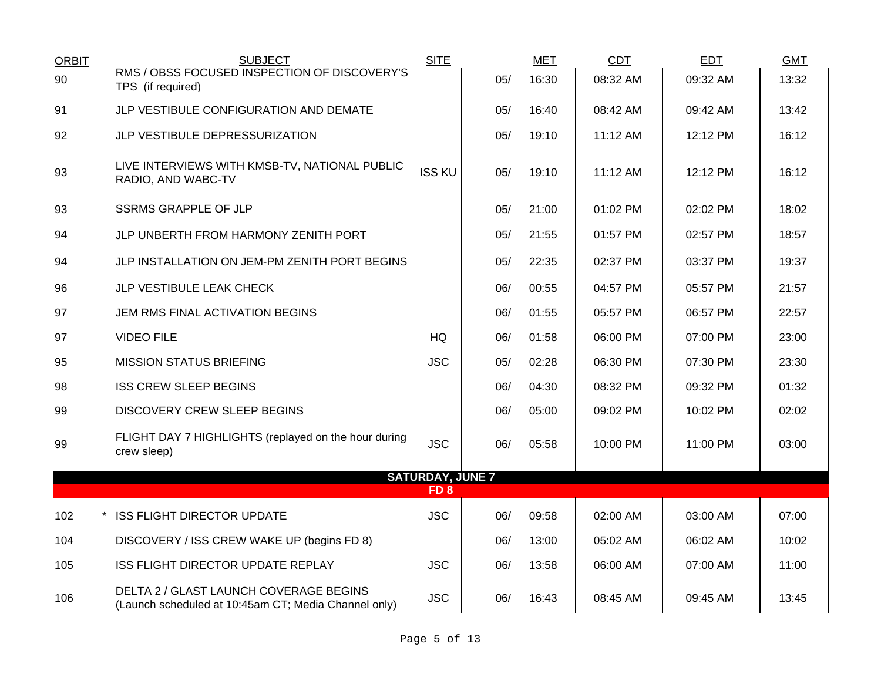| ORBIT | SUBJECT | SITE | MET | | CDT | EDT | GMT |
|---|---|---|---|---|---|---|---|
| 90 | RMS / OBSS FOCUSED INSPECTION OF DISCOVERY'S TPS (if required) | | 05/ | 16:30 | 08:32 AM | 09:32 AM | 13:32 |
| 91 | JLP VESTIBULE CONFIGURATION AND DEMATE | | 05/ | 16:40 | 08:42 AM | 09:42 AM | 13:42 |
| 92 | JLP VESTIBULE DEPRESSURIZATION | | 05/ | 19:10 | 11:12 AM | 12:12 PM | 16:12 |
| 93 | LIVE INTERVIEWS WITH KMSB-TV, NATIONAL PUBLIC RADIO, AND WABC-TV | ISS KU | 05/ | 19:10 | 11:12 AM | 12:12 PM | 16:12 |
| 93 | SSRMS GRAPPLE OF JLP | | 05/ | 21:00 | 01:02 PM | 02:02 PM | 18:02 |
| 94 | JLP UNBERTH FROM HARMONY ZENITH PORT | | 05/ | 21:55 | 01:57 PM | 02:57 PM | 18:57 |
| 94 | JLP INSTALLATION ON JEM-PM ZENITH PORT BEGINS | | 05/ | 22:35 | 02:37 PM | 03:37 PM | 19:37 |
| 96 | JLP VESTIBULE LEAK CHECK | | 06/ | 00:55 | 04:57 PM | 05:57 PM | 21:57 |
| 97 | JEM RMS FINAL ACTIVATION BEGINS | | 06/ | 01:55 | 05:57 PM | 06:57 PM | 22:57 |
| 97 | VIDEO FILE | HQ | 06/ | 01:58 | 06:00 PM | 07:00 PM | 23:00 |
| 95 | MISSION STATUS BRIEFING | JSC | 05/ | 02:28 | 06:30 PM | 07:30 PM | 23:30 |
| 98 | ISS CREW SLEEP BEGINS | | 06/ | 04:30 | 08:32 PM | 09:32 PM | 01:32 |
| 99 | DISCOVERY CREW SLEEP BEGINS | | 06/ | 05:00 | 09:02 PM | 10:02 PM | 02:02 |
| 99 | FLIGHT DAY 7 HIGHLIGHTS (replayed on the hour during crew sleep) | JSC | 06/ | 05:58 | 10:00 PM | 11:00 PM | 03:00 |
| | **SATURDAY, JUNE 7** | | | | | | |
| | **FD 8** | | | | | | |
| 102 | * ISS FLIGHT DIRECTOR UPDATE | JSC | 06/ | 09:58 | 02:00 AM | 03:00 AM | 07:00 |
| 104 | DISCOVERY / ISS CREW WAKE UP (begins FD 8) | | 06/ | 13:00 | 05:02 AM | 06:02 AM | 10:02 |
| 105 | ISS FLIGHT DIRECTOR UPDATE REPLAY | JSC | 06/ | 13:58 | 06:00 AM | 07:00 AM | 11:00 |
| 106 | DELTA 2 / GLAST LAUNCH COVERAGE BEGINS (Launch scheduled at 10:45am CT; Media Channel only) | JSC | 06/ | 16:43 | 08:45 AM | 09:45 AM | 13:45 |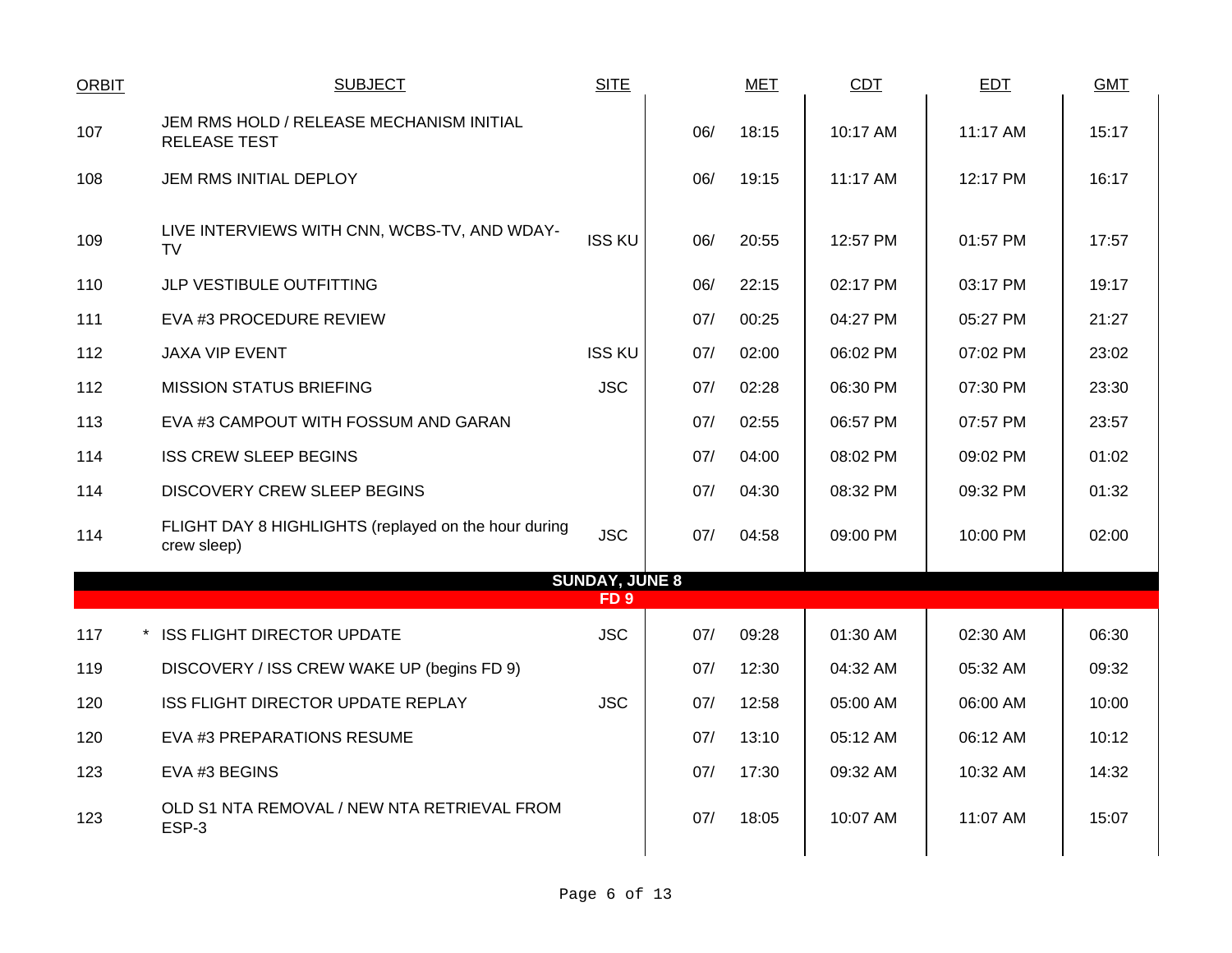| ORBIT | | SUBJECT | SITE | | MET | CDT | EDT | GMT |
|---|---|---|---|---|---|---|---|---|
| 107 | | JEM RMS HOLD / RELEASE MECHANISM INITIAL RELEASE TEST | | 06/ | 18:15 | 10:17 AM | 11:17 AM | 15:17 |
| 108 | | JEM RMS INITIAL DEPLOY | | 06/ | 19:15 | 11:17 AM | 12:17 PM | 16:17 |
| 109 | | LIVE INTERVIEWS WITH CNN, WCBS-TV, AND WDAY-TV | ISS KU | 06/ | 20:55 | 12:57 PM | 01:57 PM | 17:57 |
| 110 | | JLP VESTIBULE OUTFITTING | | 06/ | 22:15 | 02:17 PM | 03:17 PM | 19:17 |
| 111 | | EVA #3 PROCEDURE REVIEW | | 07/ | 00:25 | 04:27 PM | 05:27 PM | 21:27 |
| 112 | | JAXA VIP EVENT | ISS KU | 07/ | 02:00 | 06:02 PM | 07:02 PM | 23:02 |
| 112 | | MISSION STATUS BRIEFING | JSC | 07/ | 02:28 | 06:30 PM | 07:30 PM | 23:30 |
| 113 | | EVA #3 CAMPOUT WITH FOSSUM AND GARAN | | 07/ | 02:55 | 06:57 PM | 07:57 PM | 23:57 |
| 114 | | ISS CREW SLEEP BEGINS | | 07/ | 04:00 | 08:02 PM | 09:02 PM | 01:02 |
| 114 | | DISCOVERY CREW SLEEP BEGINS | | 07/ | 04:30 | 08:32 PM | 09:32 PM | 01:32 |
| 114 | | FLIGHT DAY 8 HIGHLIGHTS (replayed on the hour during crew sleep) | JSC | 07/ | 04:58 | 09:00 PM | 10:00 PM | 02:00 |
| | | **SUNDAY, JUNE 8** | | | | | | |
| | | **FD 9** | | | | | | |
| 117 | * | ISS FLIGHT DIRECTOR UPDATE | JSC | 07/ | 09:28 | 01:30 AM | 02:30 AM | 06:30 |
| 119 | | DISCOVERY / ISS CREW WAKE UP (begins FD 9) | | 07/ | 12:30 | 04:32 AM | 05:32 AM | 09:32 |
| 120 | | ISS FLIGHT DIRECTOR UPDATE REPLAY | JSC | 07/ | 12:58 | 05:00 AM | 06:00 AM | 10:00 |
| 120 | | EVA #3 PREPARATIONS RESUME | | 07/ | 13:10 | 05:12 AM | 06:12 AM | 10:12 |
| 123 | | EVA #3 BEGINS | | 07/ | 17:30 | 09:32 AM | 10:32 AM | 14:32 |
| 123 | | OLD S1 NTA REMOVAL / NEW NTA RETRIEVAL FROM ESP-3 | | 07/ | 18:05 | 10:07 AM | 11:07 AM | 15:07 |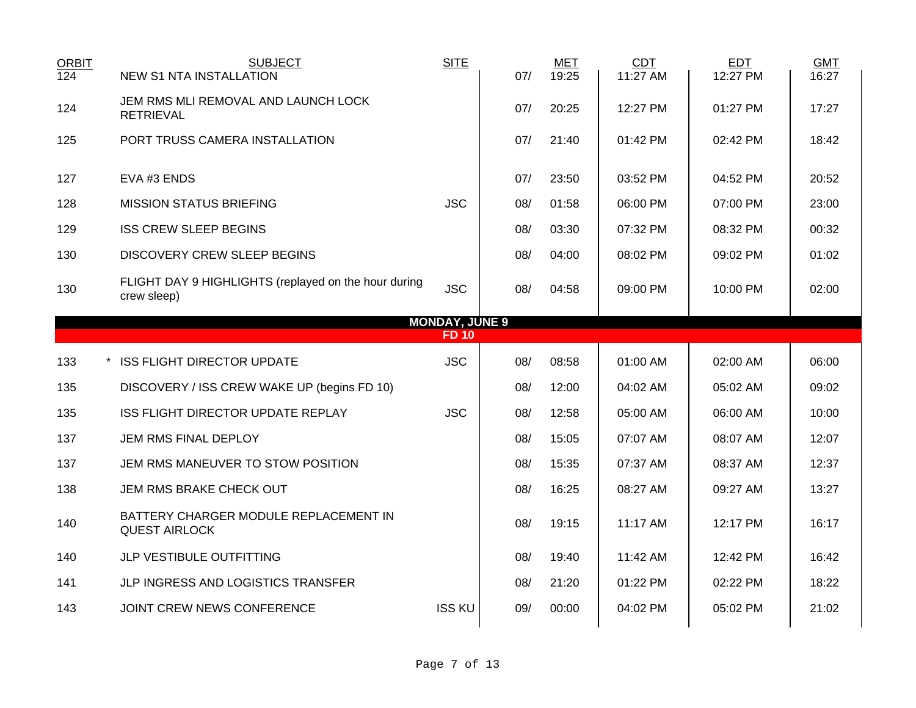| ORBIT | SUBJECT | SITE | MET | | CDT | EDT | GMT |
|---|---|---|---|---|---|---|---|
| 124 | NEW S1 NTA INSTALLATION | | 07/ | 19:25 | 11:27 AM | 12:27 PM | 16:27 |
| 124 | JEM RMS MLI REMOVAL AND LAUNCH LOCK RETRIEVAL | | 07/ | 20:25 | 12:27 PM | 01:27 PM | 17:27 |
| 125 | PORT TRUSS CAMERA INSTALLATION | | 07/ | 21:40 | 01:42 PM | 02:42 PM | 18:42 |
| 127 | EVA #3 ENDS | | 07/ | 23:50 | 03:52 PM | 04:52 PM | 20:52 |
| 128 | MISSION STATUS BRIEFING | JSC | 08/ | 01:58 | 06:00 PM | 07:00 PM | 23:00 |
| 129 | ISS CREW SLEEP BEGINS | | 08/ | 03:30 | 07:32 PM | 08:32 PM | 00:32 |
| 130 | DISCOVERY CREW SLEEP BEGINS | | 08/ | 04:00 | 08:02 PM | 09:02 PM | 01:02 |
| 130 | FLIGHT DAY 9 HIGHLIGHTS (replayed on the hour during crew sleep) | JSC | 08/ | 04:58 | 09:00 PM | 10:00 PM | 02:00 |
| | **MONDAY, JUNE 9** | | | | | | |
| | **FD 10** | | | | | | |
| 133 | * ISS FLIGHT DIRECTOR UPDATE | JSC | 08/ | 08:58 | 01:00 AM | 02:00 AM | 06:00 |
| 135 | DISCOVERY / ISS CREW WAKE UP (begins FD 10) | | 08/ | 12:00 | 04:02 AM | 05:02 AM | 09:02 |
| 135 | ISS FLIGHT DIRECTOR UPDATE REPLAY | JSC | 08/ | 12:58 | 05:00 AM | 06:00 AM | 10:00 |
| 137 | JEM RMS FINAL DEPLOY | | 08/ | 15:05 | 07:07 AM | 08:07 AM | 12:07 |
| 137 | JEM RMS MANEUVER TO STOW POSITION | | 08/ | 15:35 | 07:37 AM | 08:37 AM | 12:37 |
| 138 | JEM RMS BRAKE CHECK OUT | | 08/ | 16:25 | 08:27 AM | 09:27 AM | 13:27 |
| 140 | BATTERY CHARGER MODULE REPLACEMENT IN QUEST AIRLOCK | | 08/ | 19:15 | 11:17 AM | 12:17 PM | 16:17 |
| 140 | JLP VESTIBULE OUTFITTING | | 08/ | 19:40 | 11:42 AM | 12:42 PM | 16:42 |
| 141 | JLP INGRESS AND LOGISTICS TRANSFER | | 08/ | 21:20 | 01:22 PM | 02:22 PM | 18:22 |
| 143 | JOINT CREW NEWS CONFERENCE | ISS KU | 09/ | 00:00 | 04:02 PM | 05:02 PM | 21:02 |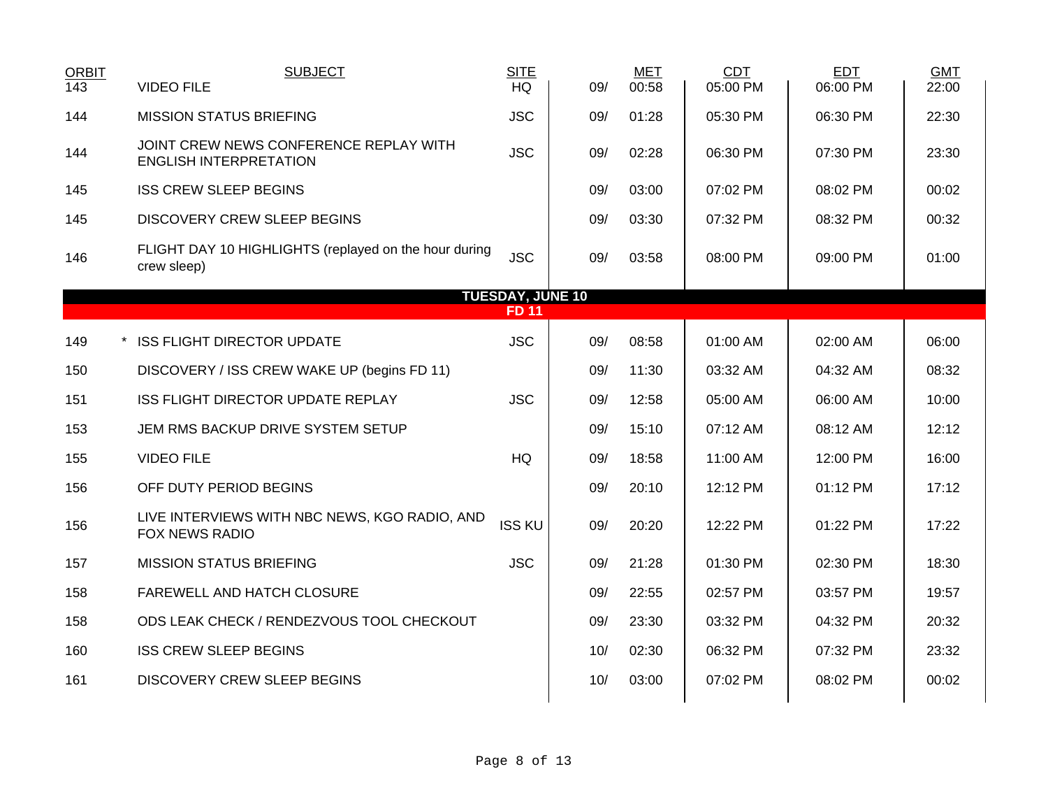| ORBIT | | SUBJECT | SITE | | MET | CDT | EDT | GMT |
|---|---|---|---|---|---|---|---|---|
| 143 | | VIDEO FILE | HQ | 09/ | 00:58 | 05:00 PM | 06:00 PM | 22:00 |
| 144 | | MISSION STATUS BRIEFING | JSC | 09/ | 01:28 | 05:30 PM | 06:30 PM | 22:30 |
| 144 | | JOINT CREW NEWS CONFERENCE REPLAY WITH ENGLISH INTERPRETATION | JSC | 09/ | 02:28 | 06:30 PM | 07:30 PM | 23:30 |
| 145 | | ISS CREW SLEEP BEGINS | | 09/ | 03:00 | 07:02 PM | 08:02 PM | 00:02 |
| 145 | | DISCOVERY CREW SLEEP BEGINS | | 09/ | 03:30 | 07:32 PM | 08:32 PM | 00:32 |
| 146 | | FLIGHT DAY 10 HIGHLIGHTS (replayed on the hour during crew sleep) | JSC | 09/ | 03:58 | 08:00 PM | 09:00 PM | 01:00 |
| **TUESDAY, JUNE 10** | | | | | | | | |
| **FD 11** | | | | | | | | |
| 149 | * | ISS FLIGHT DIRECTOR UPDATE | JSC | 09/ | 08:58 | 01:00 AM | 02:00 AM | 06:00 |
| 150 | | DISCOVERY / ISS CREW WAKE UP (begins FD 11) | | 09/ | 11:30 | 03:32 AM | 04:32 AM | 08:32 |
| 151 | | ISS FLIGHT DIRECTOR UPDATE REPLAY | JSC | 09/ | 12:58 | 05:00 AM | 06:00 AM | 10:00 |
| 153 | | JEM RMS BACKUP DRIVE SYSTEM SETUP | | 09/ | 15:10 | 07:12 AM | 08:12 AM | 12:12 |
| 155 | | VIDEO FILE | HQ | 09/ | 18:58 | 11:00 AM | 12:00 PM | 16:00 |
| 156 | | OFF DUTY PERIOD BEGINS | | 09/ | 20:10 | 12:12 PM | 01:12 PM | 17:12 |
| 156 | | LIVE INTERVIEWS WITH NBC NEWS, KGO RADIO, AND FOX NEWS RADIO | ISS KU | 09/ | 20:20 | 12:22 PM | 01:22 PM | 17:22 |
| 157 | | MISSION STATUS BRIEFING | JSC | 09/ | 21:28 | 01:30 PM | 02:30 PM | 18:30 |
| 158 | | FAREWELL AND HATCH CLOSURE | | 09/ | 22:55 | 02:57 PM | 03:57 PM | 19:57 |
| 158 | | ODS LEAK CHECK / RENDEZVOUS TOOL CHECKOUT | | 09/ | 23:30 | 03:32 PM | 04:32 PM | 20:32 |
| 160 | | ISS CREW SLEEP BEGINS | | 10/ | 02:30 | 06:32 PM | 07:32 PM | 23:32 |
| 161 | | DISCOVERY CREW SLEEP BEGINS | | 10/ | 03:00 | 07:02 PM | 08:02 PM | 00:02 |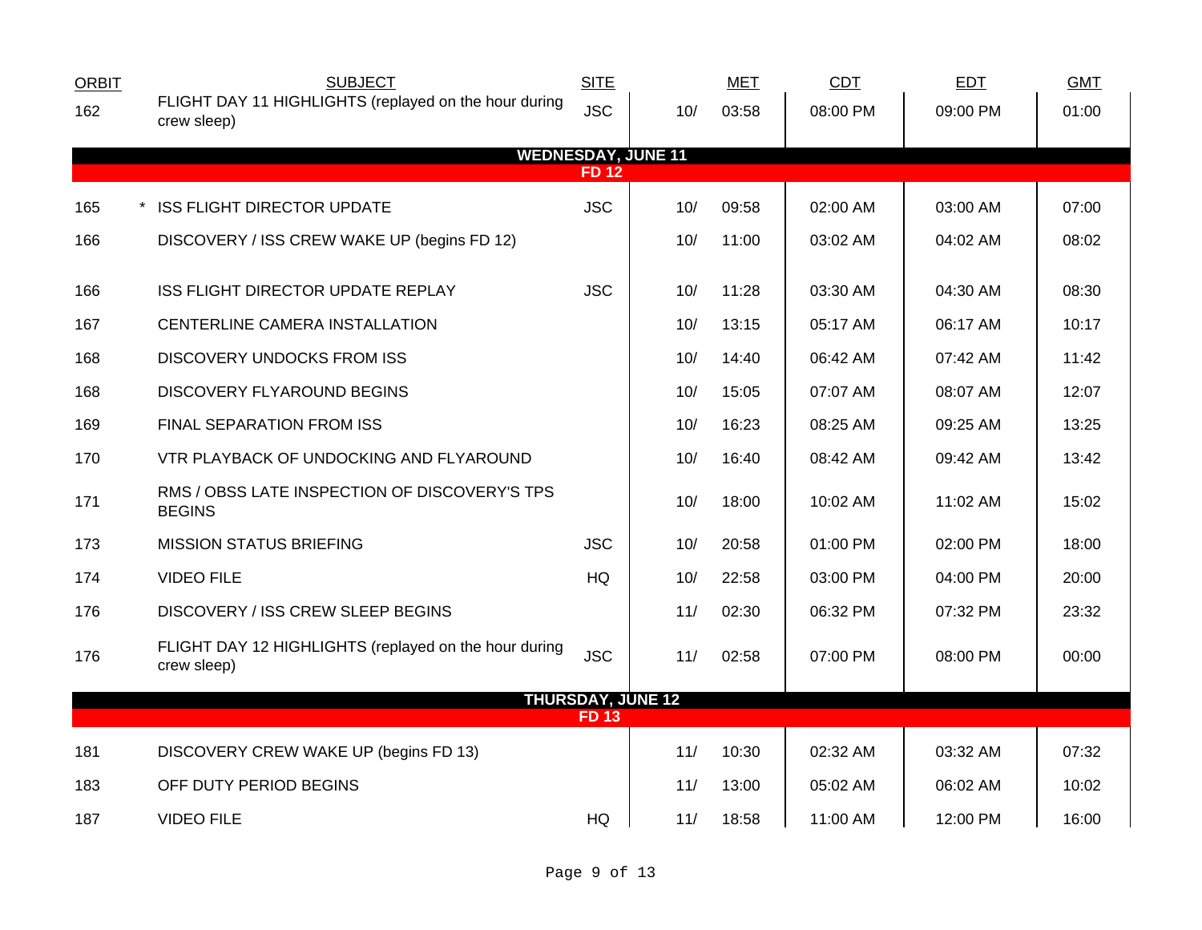| ORBIT | SUBJECT | SITE | | MET | CDT | EDT | GMT |
|---|---|---|---|---|---|---|---|
| 162 | FLIGHT DAY 11 HIGHLIGHTS (replayed on the hour during crew sleep) | JSC | 10/ | 03:58 | 08:00 PM | 09:00 PM | 01:00 |
| | **WEDNESDAY, JUNE 11** | | | | | | |
| | **FD 12** | | | | | | |
| 165 | * ISS FLIGHT DIRECTOR UPDATE | JSC | 10/ | 09:58 | 02:00 AM | 03:00 AM | 07:00 |
| 166 | DISCOVERY / ISS CREW WAKE UP (begins FD 12) | | 10/ | 11:00 | 03:02 AM | 04:02 AM | 08:02 |
| 166 | ISS FLIGHT DIRECTOR UPDATE REPLAY | JSC | 10/ | 11:28 | 03:30 AM | 04:30 AM | 08:30 |
| 167 | CENTERLINE CAMERA INSTALLATION | | 10/ | 13:15 | 05:17 AM | 06:17 AM | 10:17 |
| 168 | DISCOVERY UNDOCKS FROM ISS | | 10/ | 14:40 | 06:42 AM | 07:42 AM | 11:42 |
| 168 | DISCOVERY FLYAROUND BEGINS | | 10/ | 15:05 | 07:07 AM | 08:07 AM | 12:07 |
| 169 | FINAL SEPARATION FROM ISS | | 10/ | 16:23 | 08:25 AM | 09:25 AM | 13:25 |
| 170 | VTR PLAYBACK OF UNDOCKING AND FLYAROUND | | 10/ | 16:40 | 08:42 AM | 09:42 AM | 13:42 |
| 171 | RMS / OBSS LATE INSPECTION OF DISCOVERY'S TPS BEGINS | | 10/ | 18:00 | 10:02 AM | 11:02 AM | 15:02 |
| 173 | MISSION STATUS BRIEFING | JSC | 10/ | 20:58 | 01:00 PM | 02:00 PM | 18:00 |
| 174 | VIDEO FILE | HQ | 10/ | 22:58 | 03:00 PM | 04:00 PM | 20:00 |
| 176 | DISCOVERY / ISS CREW SLEEP BEGINS | | 11/ | 02:30 | 06:32 PM | 07:32 PM | 23:32 |
| 176 | FLIGHT DAY 12 HIGHLIGHTS (replayed on the hour during crew sleep) | JSC | 11/ | 02:58 | 07:00 PM | 08:00 PM | 00:00 |
| | **THURSDAY, JUNE 12** | | | | | | |
| | **FD 13** | | | | | | |
| 181 | DISCOVERY CREW WAKE UP (begins FD 13) | | 11/ | 10:30 | 02:32 AM | 03:32 AM | 07:32 |
| 183 | OFF DUTY PERIOD BEGINS | | 11/ | 13:00 | 05:02 AM | 06:02 AM | 10:02 |
| 187 | VIDEO FILE | HQ | 11/ | 18:58 | 11:00 AM | 12:00 PM | 16:00 |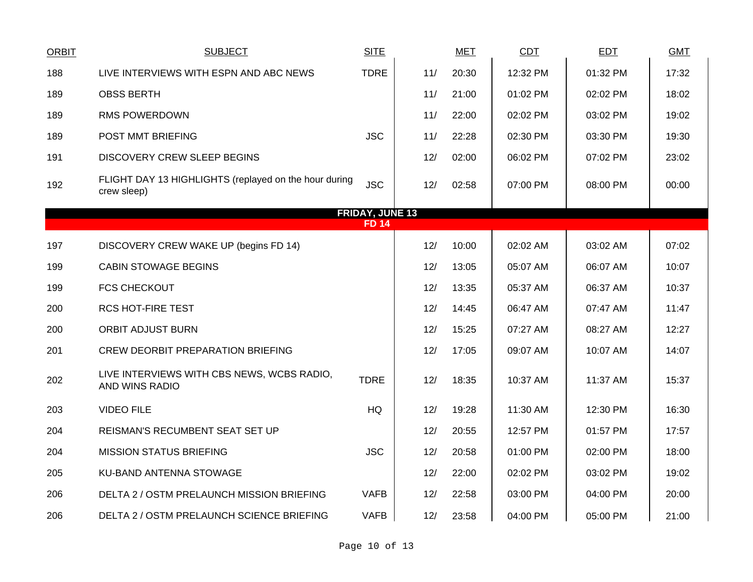| ORBIT | SUBJECT | SITE | MET | | CDT | EDT | GMT |
|---|---|---|---|---|---|---|---|
| 188 | LIVE INTERVIEWS WITH ESPN AND ABC NEWS | TDRE | 11/ | 20:30 | 12:32 PM | 01:32 PM | 17:32 |
| 189 | OBSS BERTH | | 11/ | 21:00 | 01:02 PM | 02:02 PM | 18:02 |
| 189 | RMS POWERDOWN | | 11/ | 22:00 | 02:02 PM | 03:02 PM | 19:02 |
| 189 | POST MMT BRIEFING | JSC | 11/ | 22:28 | 02:30 PM | 03:30 PM | 19:30 |
| 191 | DISCOVERY CREW SLEEP BEGINS | | 12/ | 02:00 | 06:02 PM | 07:02 PM | 23:02 |
| 192 | FLIGHT DAY 13 HIGHLIGHTS (replayed on the hour during crew sleep) | JSC | 12/ | 02:58 | 07:00 PM | 08:00 PM | 00:00 |
| | **FRIDAY, JUNE 13** | | | | | | |
| | **FD 14** | | | | | | |
| 197 | DISCOVERY CREW WAKE UP (begins FD 14) | | 12/ | 10:00 | 02:02 AM | 03:02 AM | 07:02 |
| 199 | CABIN STOWAGE BEGINS | | 12/ | 13:05 | 05:07 AM | 06:07 AM | 10:07 |
| 199 | FCS CHECKOUT | | 12/ | 13:35 | 05:37 AM | 06:37 AM | 10:37 |
| 200 | RCS HOT-FIRE TEST | | 12/ | 14:45 | 06:47 AM | 07:47 AM | 11:47 |
| 200 | ORBIT ADJUST BURN | | 12/ | 15:25 | 07:27 AM | 08:27 AM | 12:27 |
| 201 | CREW DEORBIT PREPARATION BRIEFING | | 12/ | 17:05 | 09:07 AM | 10:07 AM | 14:07 |
| 202 | LIVE INTERVIEWS WITH CBS NEWS, WCBS RADIO, AND WINS RADIO | TDRE | 12/ | 18:35 | 10:37 AM | 11:37 AM | 15:37 |
| 203 | VIDEO FILE | HQ | 12/ | 19:28 | 11:30 AM | 12:30 PM | 16:30 |
| 204 | REISMAN'S RECUMBENT SEAT SET UP | | 12/ | 20:55 | 12:57 PM | 01:57 PM | 17:57 |
| 204 | MISSION STATUS BRIEFING | JSC | 12/ | 20:58 | 01:00 PM | 02:00 PM | 18:00 |
| 205 | KU-BAND ANTENNA STOWAGE | | 12/ | 22:00 | 02:02 PM | 03:02 PM | 19:02 |
| 206 | DELTA 2 / OSTM PRELAUNCH MISSION BRIEFING | VAFB | 12/ | 22:58 | 03:00 PM | 04:00 PM | 20:00 |
| 206 | DELTA 2 / OSTM PRELAUNCH SCIENCE BRIEFING | VAFB | 12/ | 23:58 | 04:00 PM | 05:00 PM | 21:00 |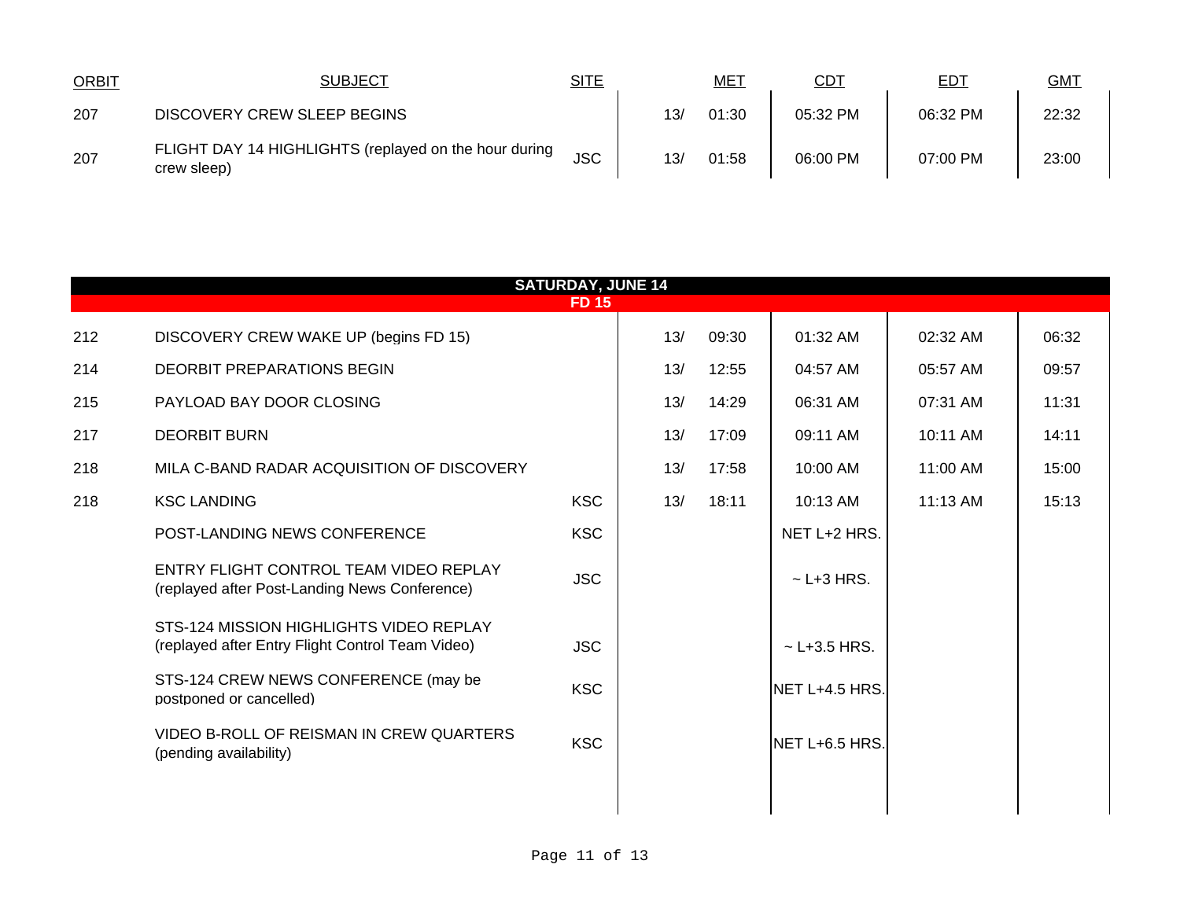| ORBIT | SUBJECT | SITE | MET | | CDT | EDT | GMT |
|---|---|---|---|---|---|---|---|
| 207 | DISCOVERY CREW SLEEP BEGINS | | 13/ | 01:30 | 05:32 PM | 06:32 PM | 22:32 |
| 207 | FLIGHT DAY 14 HIGHLIGHTS (replayed on the hour during crew sleep) | JSC | 13/ | 01:58 | 06:00 PM | 07:00 PM | 23:00 |

**SATURDAY, JUNE 14**

**FD 15**

| ORBIT | SUBJECT | SITE | MET | | CDT | EDT | GMT |
|---|---|---|---|---|---|---|---|
| 212 | DISCOVERY CREW WAKE UP (begins FD 15) | | 13/ | 09:30 | 01:32 AM | 02:32 AM | 06:32 |
| 214 | DEORBIT PREPARATIONS BEGIN | | 13/ | 12:55 | 04:57 AM | 05:57 AM | 09:57 |
| 215 | PAYLOAD BAY DOOR CLOSING | | 13/ | 14:29 | 06:31 AM | 07:31 AM | 11:31 |
| 217 | DEORBIT BURN | | 13/ | 17:09 | 09:11 AM | 10:11 AM | 14:11 |
| 218 | MILA C-BAND RADAR ACQUISITION OF DISCOVERY | | 13/ | 17:58 | 10:00 AM | 11:00 AM | 15:00 |
| 218 | KSC LANDING | KSC | 13/ | 18:11 | 10:13 AM | 11:13 AM | 15:13 |
| | POST-LANDING NEWS CONFERENCE | KSC | | | NET L+2 HRS. | | |
| | ENTRY FLIGHT CONTROL TEAM VIDEO REPLAY (replayed after Post-Landing News Conference) | JSC | | | ~ L+3 HRS. | | |
| | STS-124 MISSION HIGHLIGHTS VIDEO REPLAY (replayed after Entry Flight Control Team Video) | JSC | | | ~ L+3.5 HRS. | | |
| | STS-124 CREW NEWS CONFERENCE (may be postponed or cancelled) | KSC | | | NET L+4.5 HRS. | | |
| | VIDEO B-ROLL OF REISMAN IN CREW QUARTERS (pending availability) | KSC | | | NET L+6.5 HRS. | | |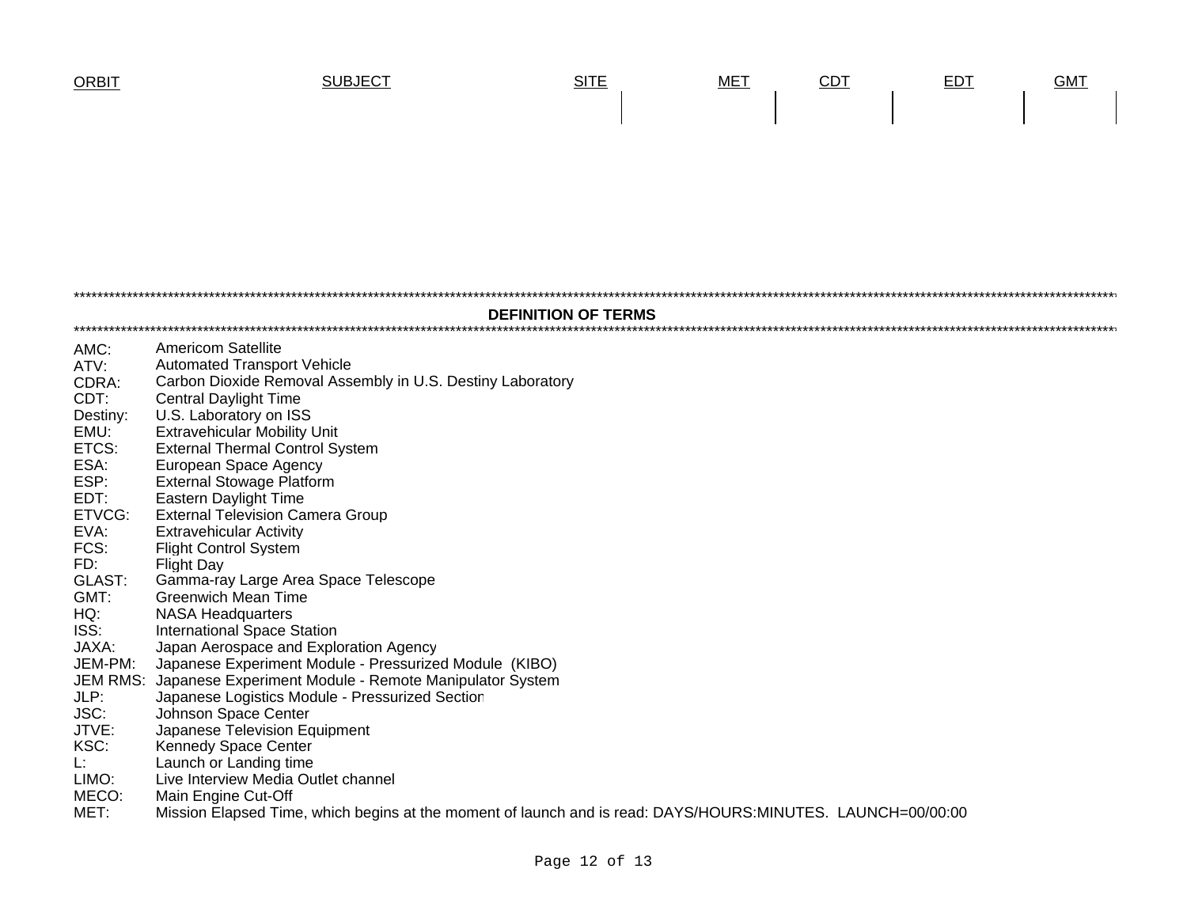| ORBIT | SUBJECT | SITE | MET | CDT | EDT | GMT |
|---|---|---|---|---|---|---|

## DEFINITION OF TERMS

AMC: Americom Satellite
ATV: Automated Transport Vehicle
CDRA: Carbon Dioxide Removal Assembly in U.S. Destiny Laboratory
CDT: Central Daylight Time
Destiny: U.S. Laboratory on ISS
EMU: Extravehicular Mobility Unit
ETCS: External Thermal Control System
ESA: European Space Agency
ESP: External Stowage Platform
EDT: Eastern Daylight Time
ETVCG: External Television Camera Group
EVA: Extravehicular Activity
FCS: Flight Control System
FD: Flight Day
GLAST: Gamma-ray Large Area Space Telescope
GMT: Greenwich Mean Time
HQ: NASA Headquarters
ISS: International Space Station
JAXA: Japan Aerospace and Exploration Agency
JEM-PM: Japanese Experiment Module - Pressurized Module (KIBO)
JEM RMS: Japanese Experiment Module - Remote Manipulator System
JLP: Japanese Logistics Module - Pressurized Section
JSC: Johnson Space Center
JTVE: Japanese Television Equipment
KSC: Kennedy Space Center
L: Launch or Landing time
LIMO: Live Interview Media Outlet channel
MECO: Main Engine Cut-Off
MET: Mission Elapsed Time, which begins at the moment of launch and is read: DAYS/HOURS:MINUTES. LAUNCH=00/00:00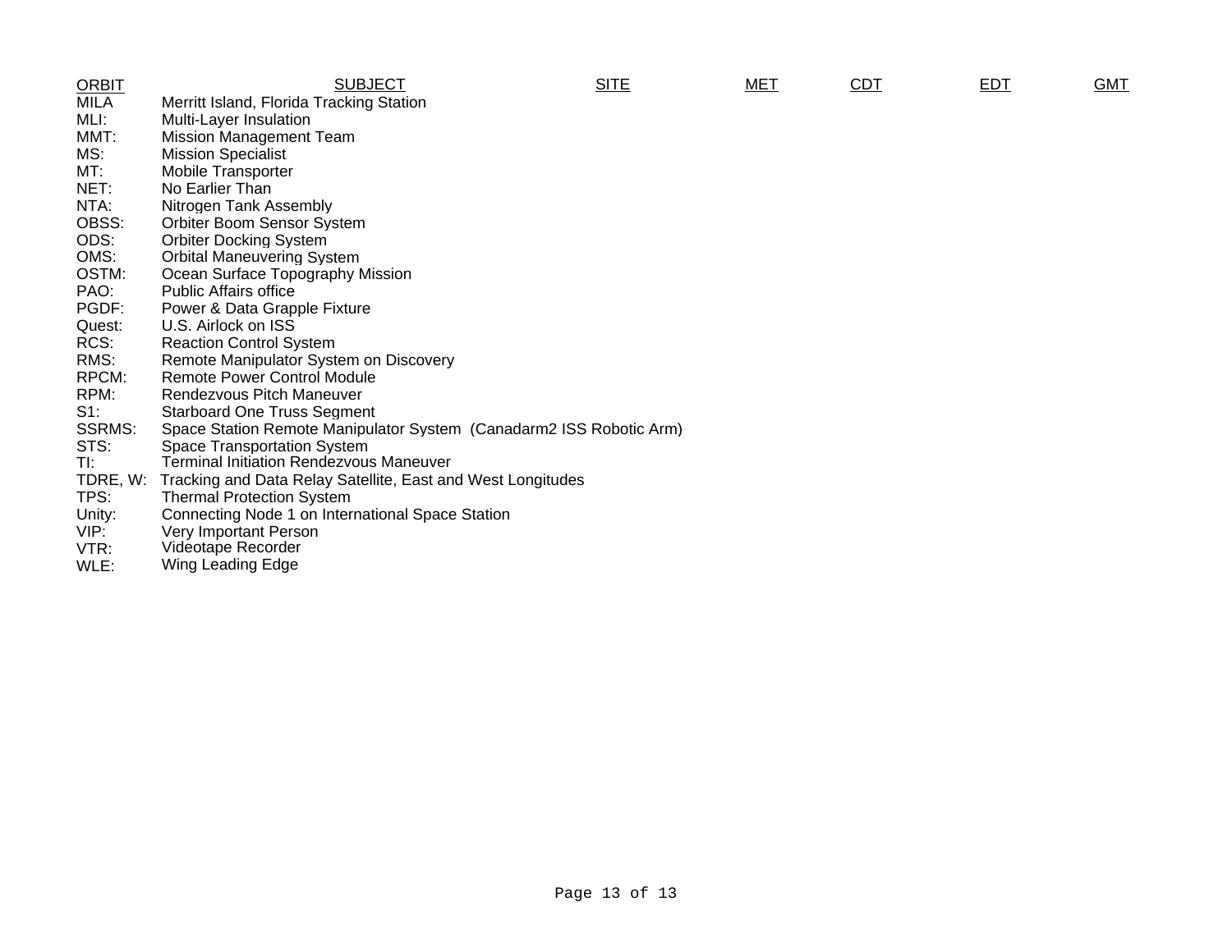| ORBIT | SUBJECT | SITE | MET | CDT | EDT | GMT |
| --- | --- | --- | --- | --- | --- | --- |
| MILA | Merritt Island, Florida Tracking Station | | | | | |
| MLI: | Multi-Layer Insulation | | | | | |
| MMT: | Mission Management Team | | | | | |
| MS: | Mission Specialist | | | | | |
| MT: | Mobile Transporter | | | | | |
| NET: | No Earlier Than | | | | | |
| NTA: | Nitrogen Tank Assembly | | | | | |
| OBSS: | Orbiter Boom Sensor System | | | | | |
| ODS: | Orbiter Docking System | | | | | |
| OMS: | Orbital Maneuvering System | | | | | |
| OSTM: | Ocean Surface Topography Mission | | | | | |
| PAO: | Public Affairs office | | | | | |
| PGDF: | Power & Data Grapple Fixture | | | | | |
| Quest: | U.S. Airlock on ISS | | | | | |
| RCS: | Reaction Control System | | | | | |
| RMS: | Remote Manipulator System on Discovery | | | | | |
| RPCM: | Remote Power Control Module | | | | | |
| RPM: | Rendezvous Pitch Maneuver | | | | | |
| S1: | Starboard One Truss Segment | | | | | |
| SSRMS: | Space Station Remote Manipulator System (Canadarm2 ISS Robotic Arm) | | | | | |
| STS: | Space Transportation System | | | | | |
| TI: | Terminal Initiation Rendezvous Maneuver | | | | | |
| TDRE, W: | Tracking and Data Relay Satellite, East and West Longitudes | | | | | |
| TPS: | Thermal Protection System | | | | | |
| Unity: | Connecting Node 1 on International Space Station | | | | | |
| VIP: | Very Important Person | | | | | |
| VTR: | Videotape Recorder | | | | | |
| WLE: | Wing Leading Edge | | | | | |